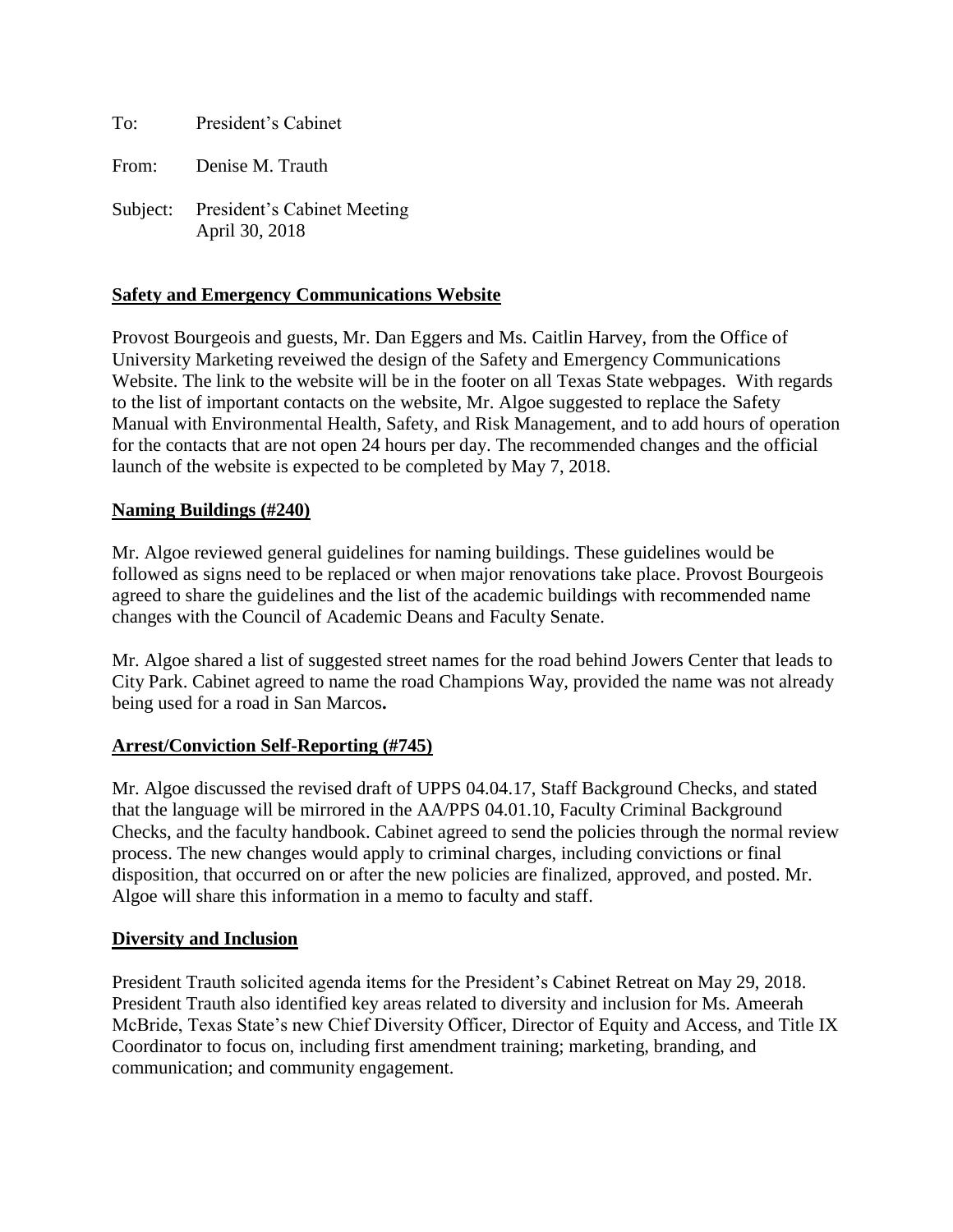To: President's Cabinet

From: Denise M. Trauth

Subject: President's Cabinet Meeting
April 30, 2018

**Safety and Emergency Communications Website**

Provost Bourgeois and guests, Mr. Dan Eggers and Ms. Caitlin Harvey, from the Office of University Marketing reveiwed the design of the Safety and Emergency Communications Website. The link to the website will be in the footer on all Texas State webpages. With regards to the list of important contacts on the website, Mr. Algoe suggested to replace the Safety Manual with Environmental Health, Safety, and Risk Management, and to add hours of operation for the contacts that are not open 24 hours per day. The recommended changes and the official launch of the website is expected to be completed by May 7, 2018.

**Naming Buildings (#240)**

Mr. Algoe reviewed general guidelines for naming buildings. These guidelines would be followed as signs need to be replaced or when major renovations take place. Provost Bourgeois agreed to share the guidelines and the list of the academic buildings with recommended name changes with the Council of Academic Deans and Faculty Senate.

Mr. Algoe shared a list of suggested street names for the road behind Jowers Center that leads to City Park. Cabinet agreed to name the road Champions Way, provided the name was not already being used for a road in San Marcos**.**

**Arrest/Conviction Self-Reporting (#745)**

Mr. Algoe discussed the revised draft of UPPS 04.04.17, Staff Background Checks, and stated that the language will be mirrored in the AA/PPS 04.01.10, Faculty Criminal Background Checks, and the faculty handbook. Cabinet agreed to send the policies through the normal review process. The new changes would apply to criminal charges, including convictions or final disposition, that occurred on or after the new policies are finalized, approved, and posted. Mr. Algoe will share this information in a memo to faculty and staff.

**Diversity and Inclusion**

President Trauth solicited agenda items for the President's Cabinet Retreat on May 29, 2018. President Trauth also identified key areas related to diversity and inclusion for Ms. Ameerah McBride, Texas State's new Chief Diversity Officer, Director of Equity and Access, and Title IX Coordinator to focus on, including first amendment training; marketing, branding, and communication; and community engagement.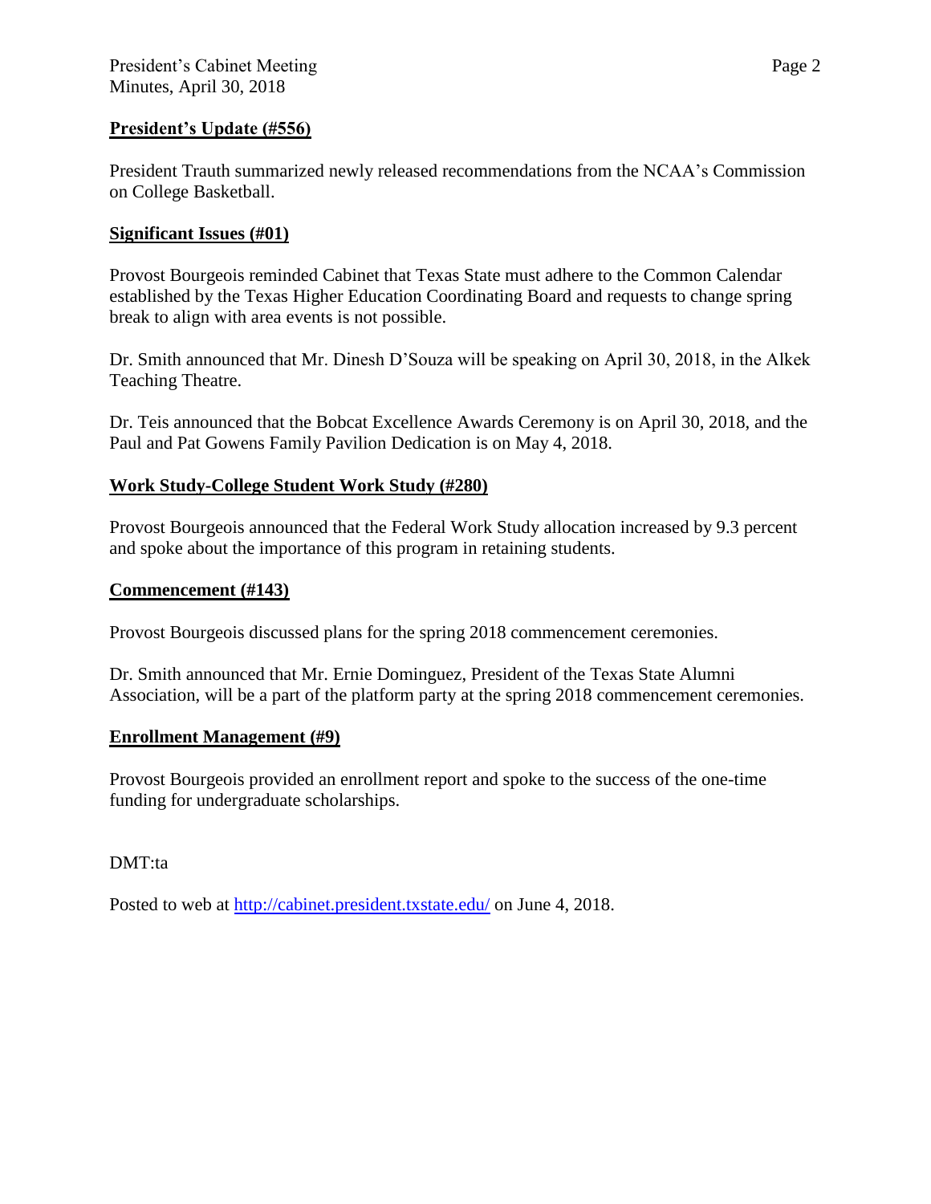**President's Update (#556)**

President Trauth summarized newly released recommendations from the NCAA's Commission on College Basketball.

**Significant Issues (#01)**

Provost Bourgeois reminded Cabinet that Texas State must adhere to the Common Calendar established by the Texas Higher Education Coordinating Board and requests to change spring break to align with area events is not possible.

Dr. Smith announced that Mr. Dinesh D'Souza will be speaking on April 30, 2018, in the Alkek Teaching Theatre.

Dr. Teis announced that the Bobcat Excellence Awards Ceremony is on April 30, 2018, and the Paul and Pat Gowens Family Pavilion Dedication is on May 4, 2018.

**Work Study-College Student Work Study (#280)**

Provost Bourgeois announced that the Federal Work Study allocation increased by 9.3 percent and spoke about the importance of this program in retaining students.

**Commencement (#143)**

Provost Bourgeois discussed plans for the spring 2018 commencement ceremonies.

Dr. Smith announced that Mr. Ernie Dominguez, President of the Texas State Alumni Association, will be a part of the platform party at the spring 2018 commencement ceremonies.

**Enrollment Management (#9)**

Provost Bourgeois provided an enrollment report and spoke to the success of the one-time funding for undergraduate scholarships.

DMT:ta

Posted to web at http://cabinet.president.txstate.edu/ on June 4, 2018.